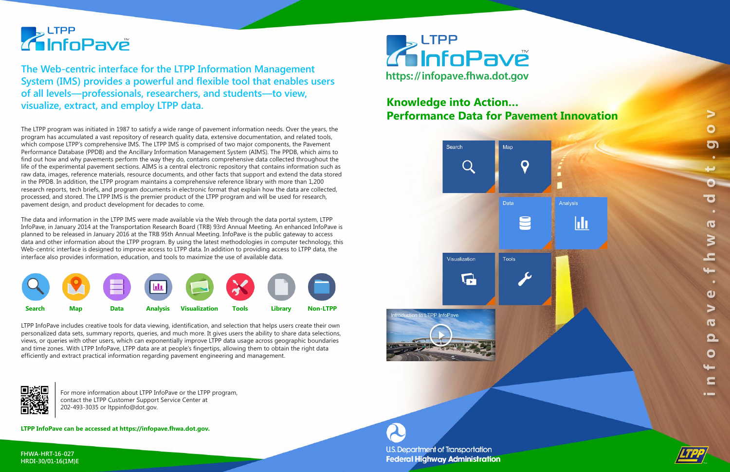# LTPP InfoPave™

## The Web-centric interface for the LTPP Information Management System (IMS) provides a powerful and flexible tool that enables users of all levels—professionals, researchers, and students—to view, visualize, extract, and employ LTPP data.

The LTPP program was initiated in 1987 to satisfy a wide range of pavement information needs. Over the years, the program has accumulated a vast repository of research quality data, extensive documentation, and related tools, which compose LTPP's comprehensive IMS. The LTPP IMS is comprised of two major components, the Pavement Performance Database (PPDB) and the Ancillary Information Management System (AIMS). The PPDB, which aims to find out how and why pavements perform the way they do, contains comprehensive data collected throughout the life of the experimental pavement sections. AIMS is a central electronic repository that contains information such as raw data, images, reference materials, resource documents, and other facts that support and extend the data stored in the PPDB. In addition, the LTPP program maintains a comprehensive reference library with more than 1,200 research reports, tech briefs, and program documents in electronic format that explain how the data are collected, processed, and stored. The LTPP IMS is the premier product of the LTPP program and will be used for research, pavement design, and product development for decades to come.

The data and information in the LTPP IMS were made available via the Web through the data portal system, LTPP InfoPave, in January 2014 at the Transportation Research Board (TRB) 93rd Annual Meeting. An enhanced InfoPave is planned to be released in January 2016 at the TRB 95th Annual Meeting. InfoPave is the public gateway to access data and other information about the LTPP program. By using the latest methodologies in computer technology, this Web-centric interface is designed to improve access to LTPP data. In addition to providing access to LTPP data, the interface also provides information, education, and tools to maximize the use of available data.

Search | Map | Data | Analysis | Visualization | Tools | Library | Non-LTPP

LTPP InfoPave includes creative tools for data viewing, identification, and selection that helps users create their own personalized data sets, summary reports, queries, and much more. It gives users the ability to share data selections, views, or queries with other users, which can exponentially improve LTPP data usage across geographic boundaries and time zones. With LTPP InfoPave, LTPP data are at people's fingertips, allowing them to obtain the right data efficiently and extract practical information regarding pavement engineering and management.

For more information about LTPP InfoPave or the LTPP program, contact the LTPP Customer Support Service Center at 202-493-3035 or ltppinfo@dot.gov.

**LTPP InfoPave can be accessed at https://infopave.fhwa.dot.gov.**

FHWA-HRT-16-027
HRDI-30/01-16(1M)E

# LTPP InfoPave™

https://infopave.fhwa.dot.gov

## Knowledge into Action...
## Performance Data for Pavement Innovation

Search | Map | Data | Analysis | Visualization | Tools

Introduction to LTPP InfoPave

infopave.fhwa.dot.gov

U.S. Department of Transportation
**Federal Highway Administration**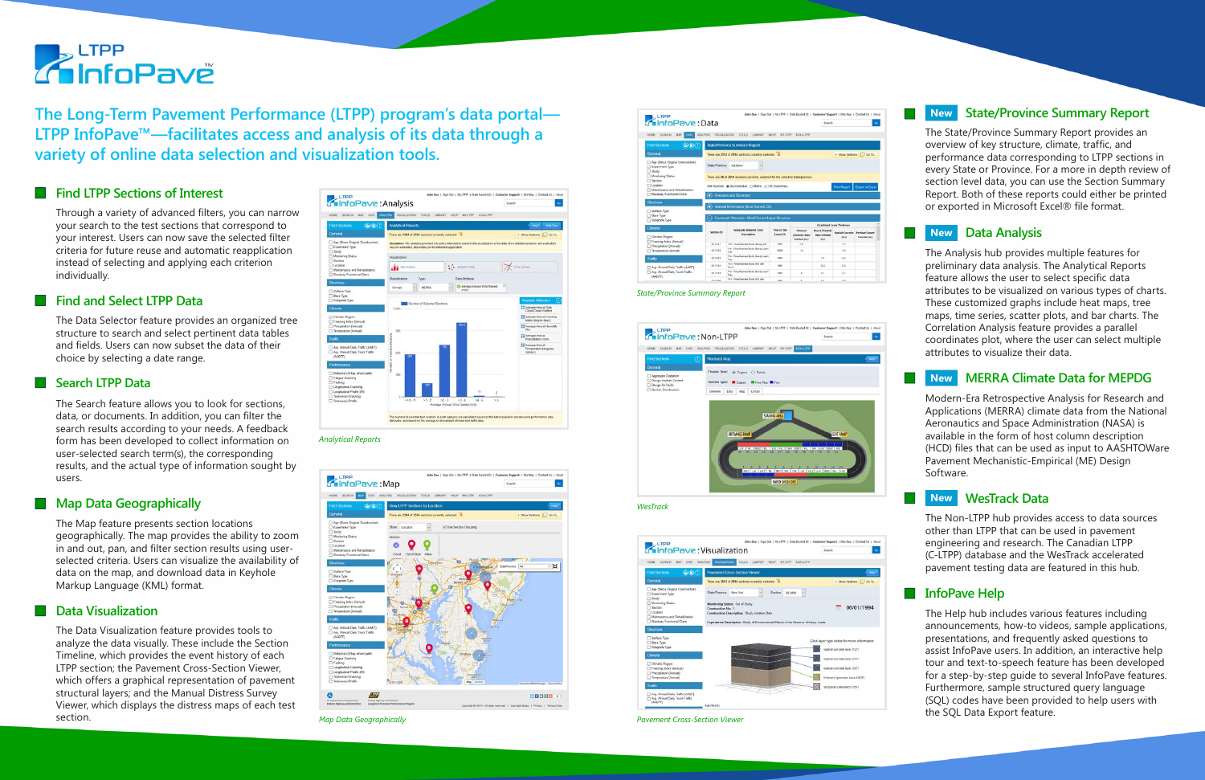# LTPP InfoPave™

## The Long-Term Pavement Performance (LTPP) program's data portal—LTPP InfoPave™—facilitates access and analysis of its data through a variety of online data selection and visualization tools.

### Find LTPP Sections of Interest

Through a variety of advanced filters, you can narrow your search to the test sections that correspond to your interest. Users can now save the selected filter criteria for future reuse and automatic reapplication instead of selecting and applying each criterion individually.

### Find and Select LTPP Data

The Data Selector feature provides an organized tree structure to search and select pertinent data tables and fields. Users can now subset the data of their choice by selecting a date range.

### Search LTPP Data

The Search feature allows you to look for sections, data, or documents. In addition, you can filter the search results according to your needs. A feedback form has been developed to collect information on user-selected search term(s), the corresponding results, and the actual type of information sought by users.

### Map Data Geographically

The Map feature presents section locations geographically. The map provides the ability to zoom in and out, pan, and filter section results using user-selected criteria. Users can visualize the availability of data on the map, and download data in Keyhole Markup Language (KML) format.

### Data Visualization

The Data Visualization feature provides tools to analyze the data visually. These include the Section Timeline, which provides the event history of each LTPP section; the Pavement Cross-Section Viewer, which offers a graphical representation of pavement structural layers; and the Manual Distress Survey Viewer, which displays the distress maps of each test section.

*Analytical Reports*

*Map Data Geographically*

*State/Province Summary Report*

*WesTrack*

*Pavement Cross-Section Viewer*

### New State/Province Summary Report

The State/Province Summary Report provides an overview of key structure, climate, traffic, and performance data corresponding to LTPP sections in every State or Province. For a more in depth review of section level data, you can use the Section Summary Report. Both of these reports could either be printed or exported in Microsoft Excel® file format.

### New Data Analysis

The Analysis hub provides multiple features for preliminary data analysis. The Analytical Reports feature allows the user to select specific data attributes to be visualized on various types of charts. These customized graphs include heat maps, tree maps, time series, scatter plots, and bar charts. The Correlation Analysis feature provides a parallel coordinates plot, where the user can select multiple attributes to visualize their data.

### New MERRA Climate Data for MEPDG

Modern-Era Retrospective Analysis for Research and Applications (MERRA) climate data from the National Aeronautics and Space Administration (NASA) is available in the form of host column description (HCD) files that can be used as input to AASHTOWare Pavement Mechanistic-Empirical (ME) Design Software.

### New WesTrack Data

The Non-LTPP hub provides access to data sources other than LTPP that can be used in pavement engineering and research. The Canadian LTPP (C-LTPP) database and the WesTrack accelerated pavement testing data are featured in this hub.

### InfoPave Help

The Help hub includes various features including announcements, how-to videos, sample applications, presentations, and frequently asked questions to assist InfoPave users. In addition, an interactive help tour and text-to-speech feature has been developed for a step-by-step guide to several InfoPave features. Furthermore, sample structured query language (SQL) codes have been provided to help users with the SQL Data Export feature.